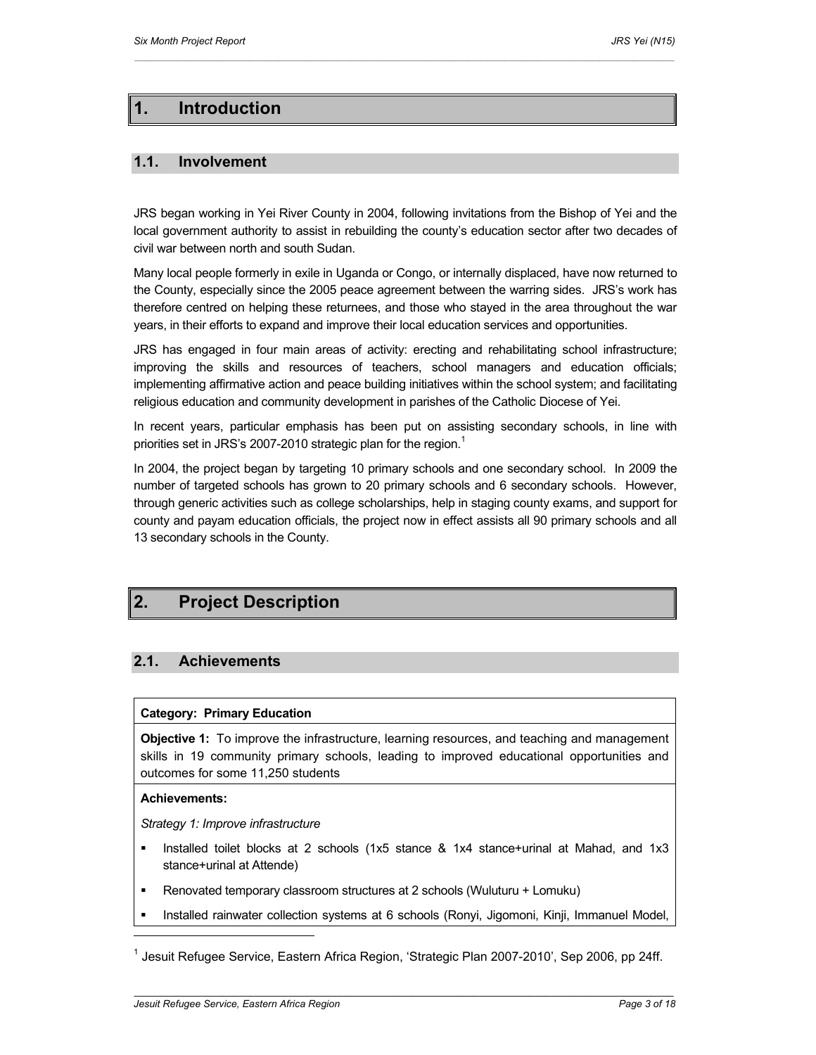# 1. Introduction

## 1.1. Involvement

JRS began working in Yei River County in 2004, following invitations from the Bishop of Yei and the local government authority to assist in rebuilding the county's education sector after two decades of civil war between north and south Sudan.

Many local people formerly in exile in Uganda or Congo, or internally displaced, have now returned to the County, especially since the 2005 peace agreement between the warring sides. JRS's work has therefore centred on helping these returnees, and those who stayed in the area throughout the war years, in their efforts to expand and improve their local education services and opportunities.

JRS has engaged in four main areas of activity: erecting and rehabilitating school infrastructure; improving the skills and resources of teachers, school managers and education officials; implementing affirmative action and peace building initiatives within the school system; and facilitating religious education and community development in parishes of the Catholic Diocese of Yei.

In recent years, particular emphasis has been put on assisting secondary schools, in line with priorities set in JRS's 2007-2010 strategic plan for the region.[1]

In 2004, the project began by targeting 10 primary schools and one secondary school. In 2009 the number of targeted schools has grown to 20 primary schools and 6 secondary schools. However, through generic activities such as college scholarships, help in staging county exams, and support for county and payam education officials, the project now in effect assists all 90 primary schools and all 13 secondary schools in the County.

# 2. Project Description

## 2.1. Achievements

**Category: Primary Education**

**Objective 1:** To improve the infrastructure, learning resources, and teaching and management skills in 19 community primary schools, leading to improved educational opportunities and outcomes for some 11,250 students

**Achievements:**

*Strategy 1: Improve infrastructure*

- Installed toilet blocks at 2 schools (1x5 stance & 1x4 stance+urinal at Mahad, and 1x3 stance+urinal at Attende)
- Renovated temporary classroom structures at 2 schools (Wuluturu + Lomuku)
- Installed rainwater collection systems at 6 schools (Ronyi, Jigomoni, Kinji, Immanuel Model,

[1] Jesuit Refugee Service, Eastern Africa Region, 'Strategic Plan 2007-2010', Sep 2006, pp 24ff.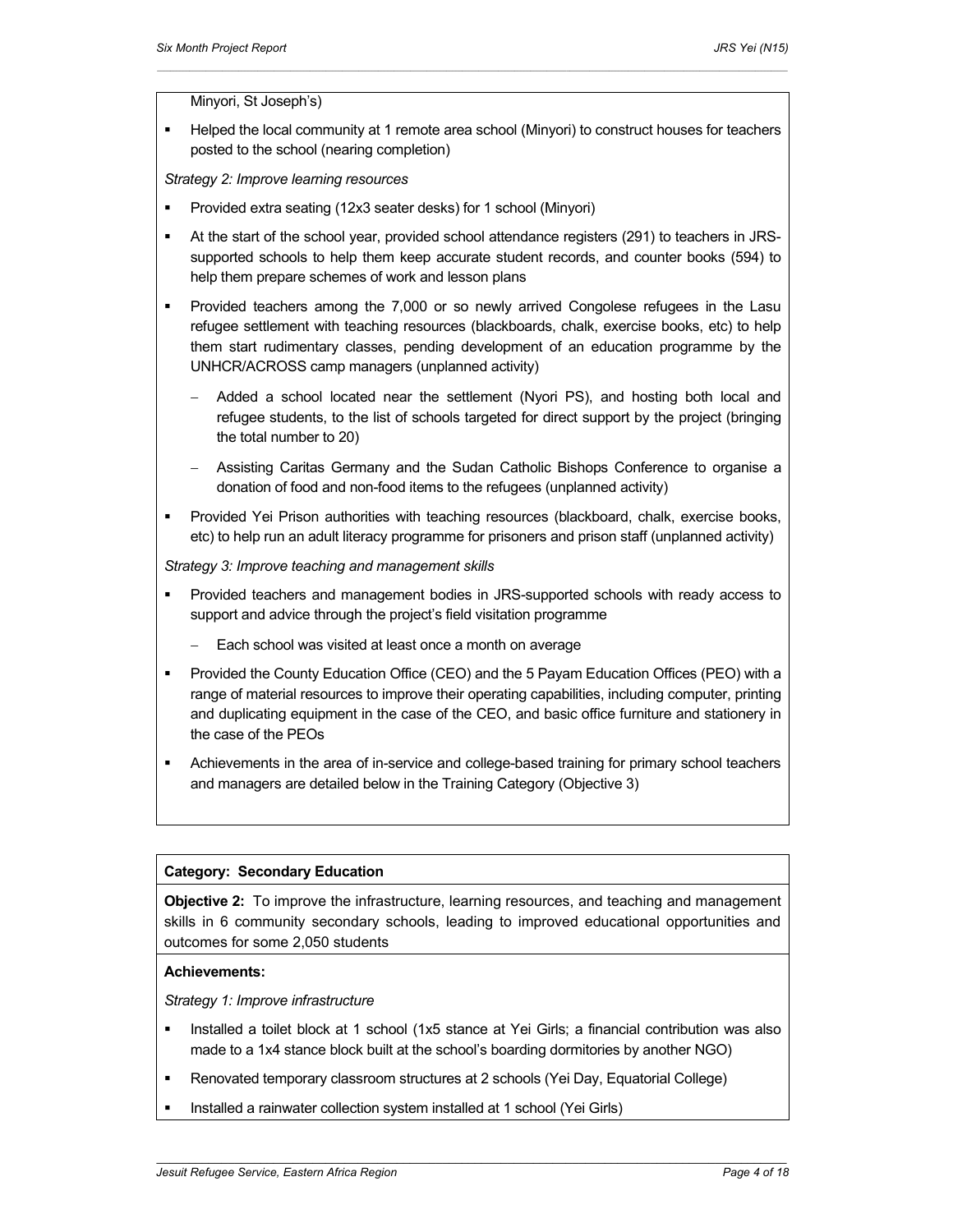Minyori, St Joseph's)

- Helped the local community at 1 remote area school (Minyori) to construct houses for teachers posted to the school (nearing completion)

*Strategy 2: Improve learning resources*

- Provided extra seating (12x3 seater desks) for 1 school (Minyori)
- At the start of the school year, provided school attendance registers (291) to teachers in JRS-supported schools to help them keep accurate student records, and counter books (594) to help them prepare schemes of work and lesson plans
- Provided teachers among the 7,000 or so newly arrived Congolese refugees in the Lasu refugee settlement with teaching resources (blackboards, chalk, exercise books, etc) to help them start rudimentary classes, pending development of an education programme by the UNHCR/ACROSS camp managers (unplanned activity)
  - Added a school located near the settlement (Nyori PS), and hosting both local and refugee students, to the list of schools targeted for direct support by the project (bringing the total number to 20)
  - Assisting Caritas Germany and the Sudan Catholic Bishops Conference to organise a donation of food and non-food items to the refugees (unplanned activity)
- Provided Yei Prison authorities with teaching resources (blackboard, chalk, exercise books, etc) to help run an adult literacy programme for prisoners and prison staff (unplanned activity)

*Strategy 3: Improve teaching and management skills*

- Provided teachers and management bodies in JRS-supported schools with ready access to support and advice through the project's field visitation programme
  - Each school was visited at least once a month on average
- Provided the County Education Office (CEO) and the 5 Payam Education Offices (PEO) with a range of material resources to improve their operating capabilities, including computer, printing and duplicating equipment in the case of the CEO, and basic office furniture and stationery in the case of the PEOs
- Achievements in the area of in-service and college-based training for primary school teachers and managers are detailed below in the Training Category (Objective 3)

**Category: Secondary Education**

**Objective 2:** To improve the infrastructure, learning resources, and teaching and management skills in 6 community secondary schools, leading to improved educational opportunities and outcomes for some 2,050 students

**Achievements:**

*Strategy 1: Improve infrastructure*

- Installed a toilet block at 1 school (1x5 stance at Yei Girls; a financial contribution was also made to a 1x4 stance block built at the school's boarding dormitories by another NGO)
- Renovated temporary classroom structures at 2 schools (Yei Day, Equatorial College)
- Installed a rainwater collection system installed at 1 school (Yei Girls)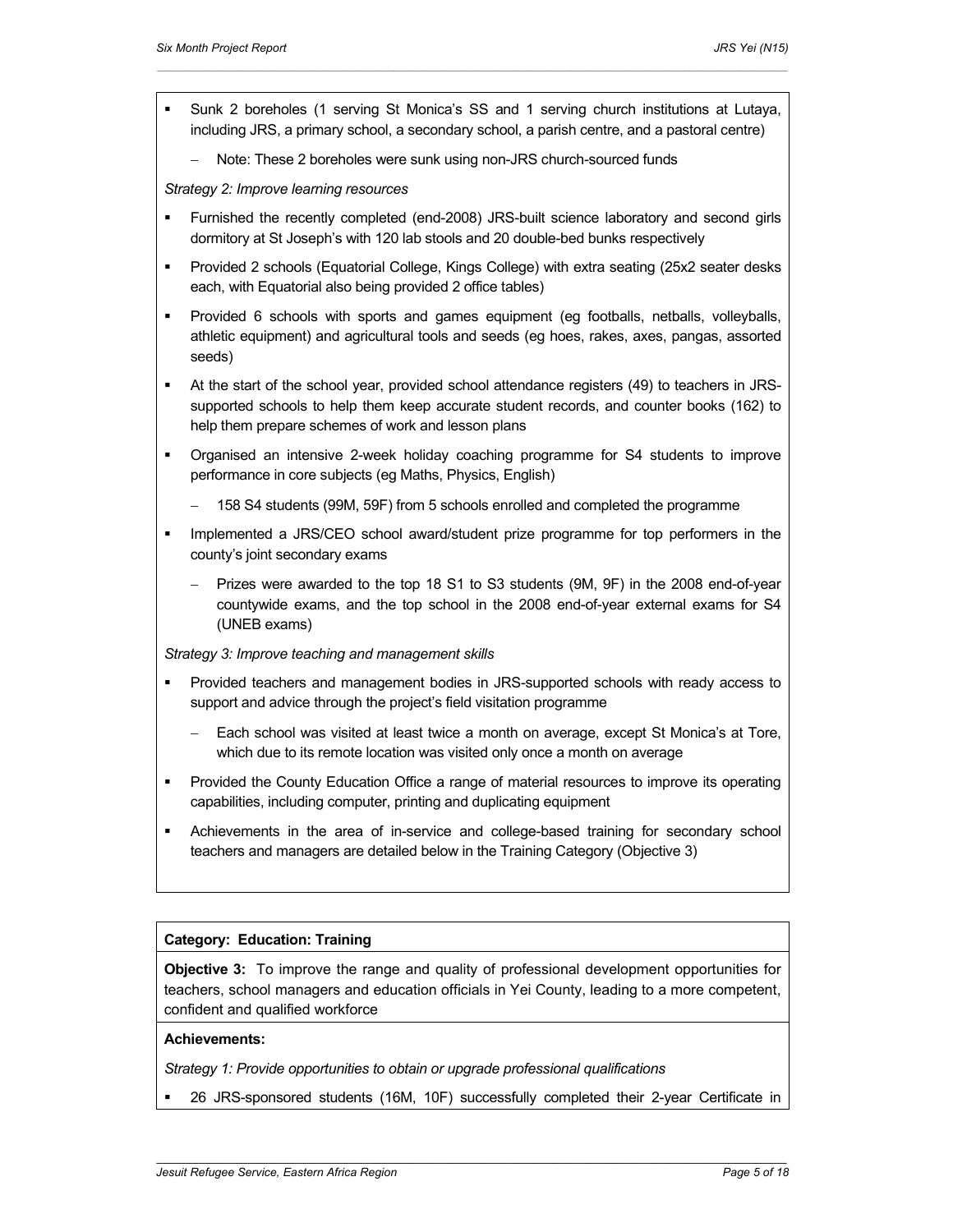- Sunk 2 boreholes (1 serving St Monica's SS and 1 serving church institutions at Lutaya, including JRS, a primary school, a secondary school, a parish centre, and a pastoral centre)
  - Note: These 2 boreholes were sunk using non-JRS church-sourced funds

*Strategy 2: Improve learning resources*

- Furnished the recently completed (end-2008) JRS-built science laboratory and second girls dormitory at St Joseph's with 120 lab stools and 20 double-bed bunks respectively
- Provided 2 schools (Equatorial College, Kings College) with extra seating (25x2 seater desks each, with Equatorial also being provided 2 office tables)
- Provided 6 schools with sports and games equipment (eg footballs, netballs, volleyballs, athletic equipment) and agricultural tools and seeds (eg hoes, rakes, axes, pangas, assorted seeds)
- At the start of the school year, provided school attendance registers (49) to teachers in JRS-supported schools to help them keep accurate student records, and counter books (162) to help them prepare schemes of work and lesson plans
- Organised an intensive 2-week holiday coaching programme for S4 students to improve performance in core subjects (eg Maths, Physics, English)
  - 158 S4 students (99M, 59F) from 5 schools enrolled and completed the programme
- Implemented a JRS/CEO school award/student prize programme for top performers in the county's joint secondary exams
  - Prizes were awarded to the top 18 S1 to S3 students (9M, 9F) in the 2008 end-of-year countywide exams, and the top school in the 2008 end-of-year external exams for S4 (UNEB exams)

*Strategy 3: Improve teaching and management skills*

- Provided teachers and management bodies in JRS-supported schools with ready access to support and advice through the project's field visitation programme
  - Each school was visited at least twice a month on average, except St Monica's at Tore, which due to its remote location was visited only once a month on average
- Provided the County Education Office a range of material resources to improve its operating capabilities, including computer, printing and duplicating equipment
- Achievements in the area of in-service and college-based training for secondary school teachers and managers are detailed below in the Training Category (Objective 3)

**Category: Education: Training**

**Objective 3:** To improve the range and quality of professional development opportunities for teachers, school managers and education officials in Yei County, leading to a more competent, confident and qualified workforce

**Achievements:**

*Strategy 1: Provide opportunities to obtain or upgrade professional qualifications*

- 26 JRS-sponsored students (16M, 10F) successfully completed their 2-year Certificate in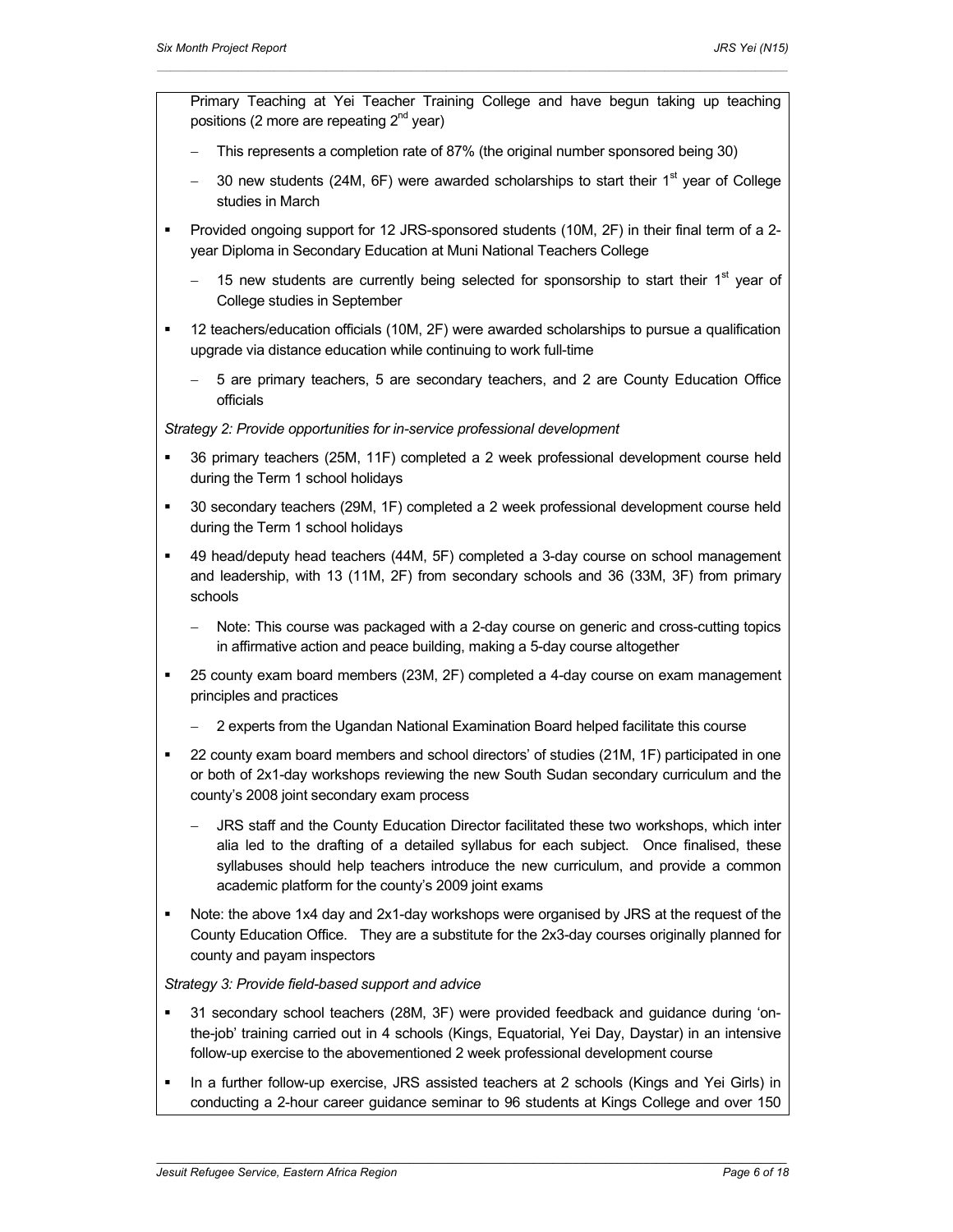Primary Teaching at Yei Teacher Training College and have begun taking up teaching positions (2 more are repeating 2nd year)

- This represents a completion rate of 87% (the original number sponsored being 30)
- 30 new students (24M, 6F) were awarded scholarships to start their 1st year of College studies in March

- Provided ongoing support for 12 JRS-sponsored students (10M, 2F) in their final term of a 2-year Diploma in Secondary Education at Muni National Teachers College
  - 15 new students are currently being selected for sponsorship to start their 1st year of College studies in September
- 12 teachers/education officials (10M, 2F) were awarded scholarships to pursue a qualification upgrade via distance education while continuing to work full-time
  - 5 are primary teachers, 5 are secondary teachers, and 2 are County Education Office officials

*Strategy 2: Provide opportunities for in-service professional development*

- 36 primary teachers (25M, 11F) completed a 2 week professional development course held during the Term 1 school holidays
- 30 secondary teachers (29M, 1F) completed a 2 week professional development course held during the Term 1 school holidays
- 49 head/deputy head teachers (44M, 5F) completed a 3-day course on school management and leadership, with 13 (11M, 2F) from secondary schools and 36 (33M, 3F) from primary schools
  - Note: This course was packaged with a 2-day course on generic and cross-cutting topics in affirmative action and peace building, making a 5-day course altogether
- 25 county exam board members (23M, 2F) completed a 4-day course on exam management principles and practices
  - 2 experts from the Ugandan National Examination Board helped facilitate this course
- 22 county exam board members and school directors' of studies (21M, 1F) participated in one or both of 2x1-day workshops reviewing the new South Sudan secondary curriculum and the county's 2008 joint secondary exam process
  - JRS staff and the County Education Director facilitated these two workshops, which inter alia led to the drafting of a detailed syllabus for each subject. Once finalised, these syllabuses should help teachers introduce the new curriculum, and provide a common academic platform for the county's 2009 joint exams
- Note: the above 1x4 day and 2x1-day workshops were organised by JRS at the request of the County Education Office. They are a substitute for the 2x3-day courses originally planned for county and payam inspectors

*Strategy 3: Provide field-based support and advice*

- 31 secondary school teachers (28M, 3F) were provided feedback and guidance during 'on-the-job' training carried out in 4 schools (Kings, Equatorial, Yei Day, Daystar) in an intensive follow-up exercise to the abovementioned 2 week professional development course
- In a further follow-up exercise, JRS assisted teachers at 2 schools (Kings and Yei Girls) in conducting a 2-hour career guidance seminar to 96 students at Kings College and over 150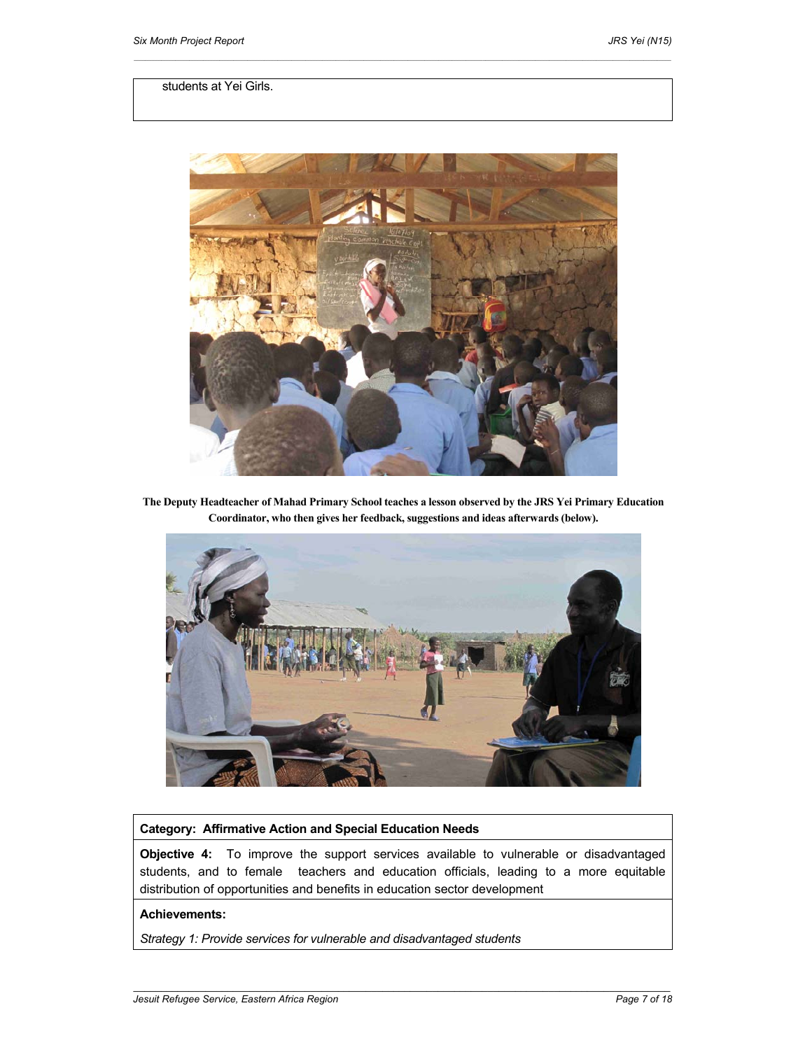students at Yei Girls.

**The Deputy Headteacher of Mahad Primary School teaches a lesson observed by the JRS Yei Primary Education Coordinator, who then gives her feedback, suggestions and ideas afterwards (below).**

**Category: Affirmative Action and Special Education Needs**

**Objective 4:** To improve the support services available to vulnerable or disadvantaged students, and to female teachers and education officials, leading to a more equitable distribution of opportunities and benefits in education sector development

**Achievements:**

*Strategy 1: Provide services for vulnerable and disadvantaged students*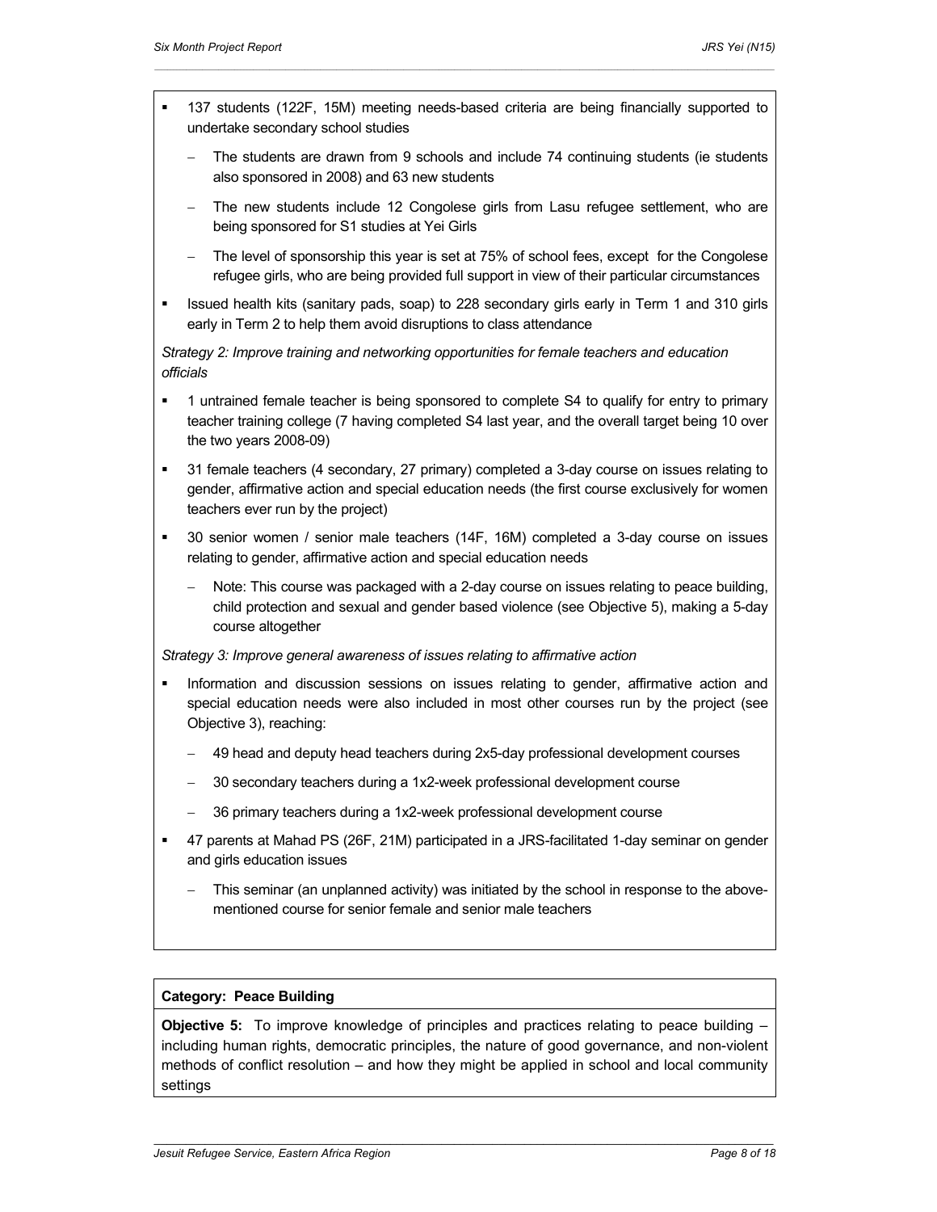- 137 students (122F, 15M) meeting needs-based criteria are being financially supported to undertake secondary school studies
  - The students are drawn from 9 schools and include 74 continuing students (ie students also sponsored in 2008) and 63 new students
  - The new students include 12 Congolese girls from Lasu refugee settlement, who are being sponsored for S1 studies at Yei Girls
  - The level of sponsorship this year is set at 75% of school fees, except for the Congolese refugee girls, who are being provided full support in view of their particular circumstances
- Issued health kits (sanitary pads, soap) to 228 secondary girls early in Term 1 and 310 girls early in Term 2 to help them avoid disruptions to class attendance

*Strategy 2: Improve training and networking opportunities for female teachers and education officials*

- 1 untrained female teacher is being sponsored to complete S4 to qualify for entry to primary teacher training college (7 having completed S4 last year, and the overall target being 10 over the two years 2008-09)
- 31 female teachers (4 secondary, 27 primary) completed a 3-day course on issues relating to gender, affirmative action and special education needs (the first course exclusively for women teachers ever run by the project)
- 30 senior women / senior male teachers (14F, 16M) completed a 3-day course on issues relating to gender, affirmative action and special education needs
  - Note: This course was packaged with a 2-day course on issues relating to peace building, child protection and sexual and gender based violence (see Objective 5), making a 5-day course altogether

*Strategy 3: Improve general awareness of issues relating to affirmative action*

- Information and discussion sessions on issues relating to gender, affirmative action and special education needs were also included in most other courses run by the project (see Objective 3), reaching:
  - 49 head and deputy head teachers during 2x5-day professional development courses
  - 30 secondary teachers during a 1x2-week professional development course
  - 36 primary teachers during a 1x2-week professional development course
- 47 parents at Mahad PS (26F, 21M) participated in a JRS-facilitated 1-day seminar on gender and girls education issues
  - This seminar (an unplanned activity) was initiated by the school in response to the above-mentioned course for senior female and senior male teachers

**Category: Peace Building**

**Objective 5:** To improve knowledge of principles and practices relating to peace building – including human rights, democratic principles, the nature of good governance, and non-violent methods of conflict resolution – and how they might be applied in school and local community settings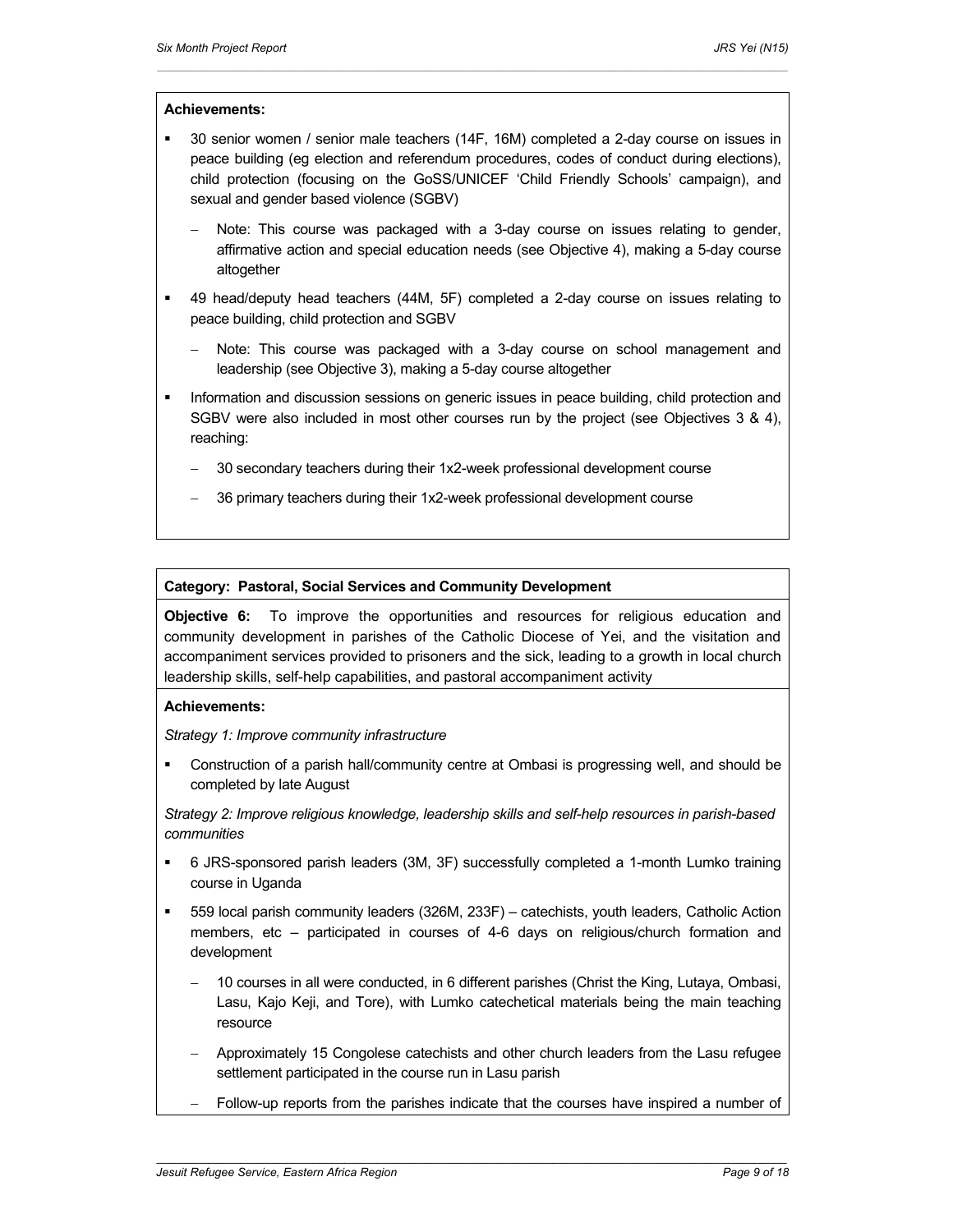**Achievements:**

- 30 senior women / senior male teachers (14F, 16M) completed a 2-day course on issues in peace building (eg election and referendum procedures, codes of conduct during elections), child protection (focusing on the GoSS/UNICEF 'Child Friendly Schools' campaign), and sexual and gender based violence (SGBV)
  - Note: This course was packaged with a 3-day course on issues relating to gender, affirmative action and special education needs (see Objective 4), making a 5-day course altogether
- 49 head/deputy head teachers (44M, 5F) completed a 2-day course on issues relating to peace building, child protection and SGBV
  - Note: This course was packaged with a 3-day course on school management and leadership (see Objective 3), making a 5-day course altogether
- Information and discussion sessions on generic issues in peace building, child protection and SGBV were also included in most other courses run by the project (see Objectives 3 & 4), reaching:
  - 30 secondary teachers during their 1x2-week professional development course
  - 36 primary teachers during their 1x2-week professional development course

**Category: Pastoral, Social Services and Community Development**

**Objective 6:** To improve the opportunities and resources for religious education and community development in parishes of the Catholic Diocese of Yei, and the visitation and accompaniment services provided to prisoners and the sick, leading to a growth in local church leadership skills, self-help capabilities, and pastoral accompaniment activity

**Achievements:**

*Strategy 1: Improve community infrastructure*

- Construction of a parish hall/community centre at Ombasi is progressing well, and should be completed by late August

*Strategy 2: Improve religious knowledge, leadership skills and self-help resources in parish-based communities*

- 6 JRS-sponsored parish leaders (3M, 3F) successfully completed a 1-month Lumko training course in Uganda
- 559 local parish community leaders (326M, 233F) – catechists, youth leaders, Catholic Action members, etc – participated in courses of 4-6 days on religious/church formation and development
  - 10 courses in all were conducted, in 6 different parishes (Christ the King, Lutaya, Ombasi, Lasu, Kajo Keji, and Tore), with Lumko catechetical materials being the main teaching resource
  - Approximately 15 Congolese catechists and other church leaders from the Lasu refugee settlement participated in the course run in Lasu parish
  - Follow-up reports from the parishes indicate that the courses have inspired a number of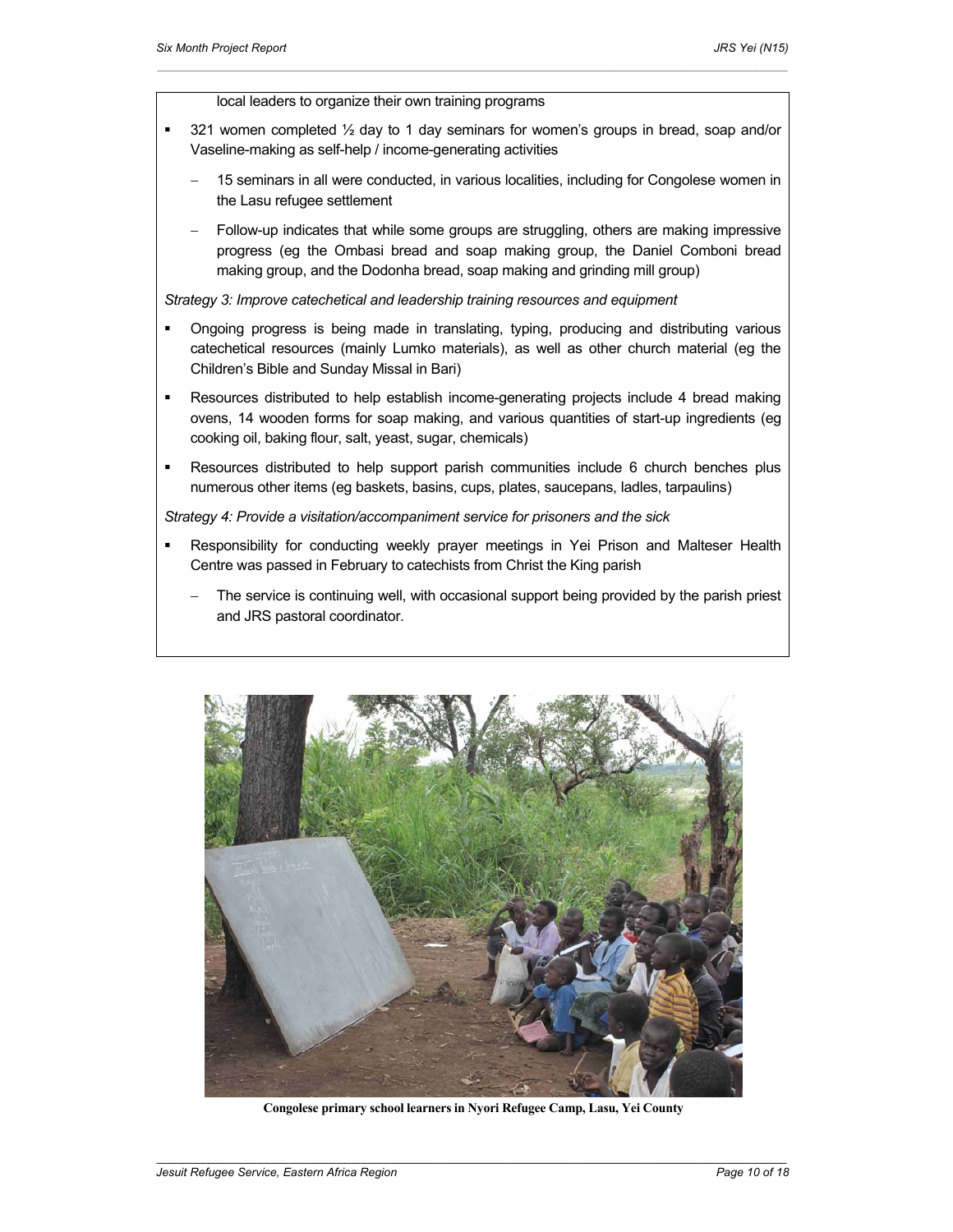local leaders to organize their own training programs

- 321 women completed ½ day to 1 day seminars for women's groups in bread, soap and/or Vaseline-making as self-help / income-generating activities
  - 15 seminars in all were conducted, in various localities, including for Congolese women in the Lasu refugee settlement
  - Follow-up indicates that while some groups are struggling, others are making impressive progress (eg the Ombasi bread and soap making group, the Daniel Comboni bread making group, and the Dodonha bread, soap making and grinding mill group)

*Strategy 3: Improve catechetical and leadership training resources and equipment*

- Ongoing progress is being made in translating, typing, producing and distributing various catechetical resources (mainly Lumko materials), as well as other church material (eg the Children's Bible and Sunday Missal in Bari)
- Resources distributed to help establish income-generating projects include 4 bread making ovens, 14 wooden forms for soap making, and various quantities of start-up ingredients (eg cooking oil, baking flour, salt, yeast, sugar, chemicals)
- Resources distributed to help support parish communities include 6 church benches plus numerous other items (eg baskets, basins, cups, plates, saucepans, ladles, tarpaulins)

*Strategy 4: Provide a visitation/accompaniment service for prisoners and the sick*

- Responsibility for conducting weekly prayer meetings in Yei Prison and Malteser Health Centre was passed in February to catechists from Christ the King parish
  - The service is continuing well, with occasional support being provided by the parish priest and JRS pastoral coordinator.

**Congolese primary school learners in Nyori Refugee Camp, Lasu, Yei County**